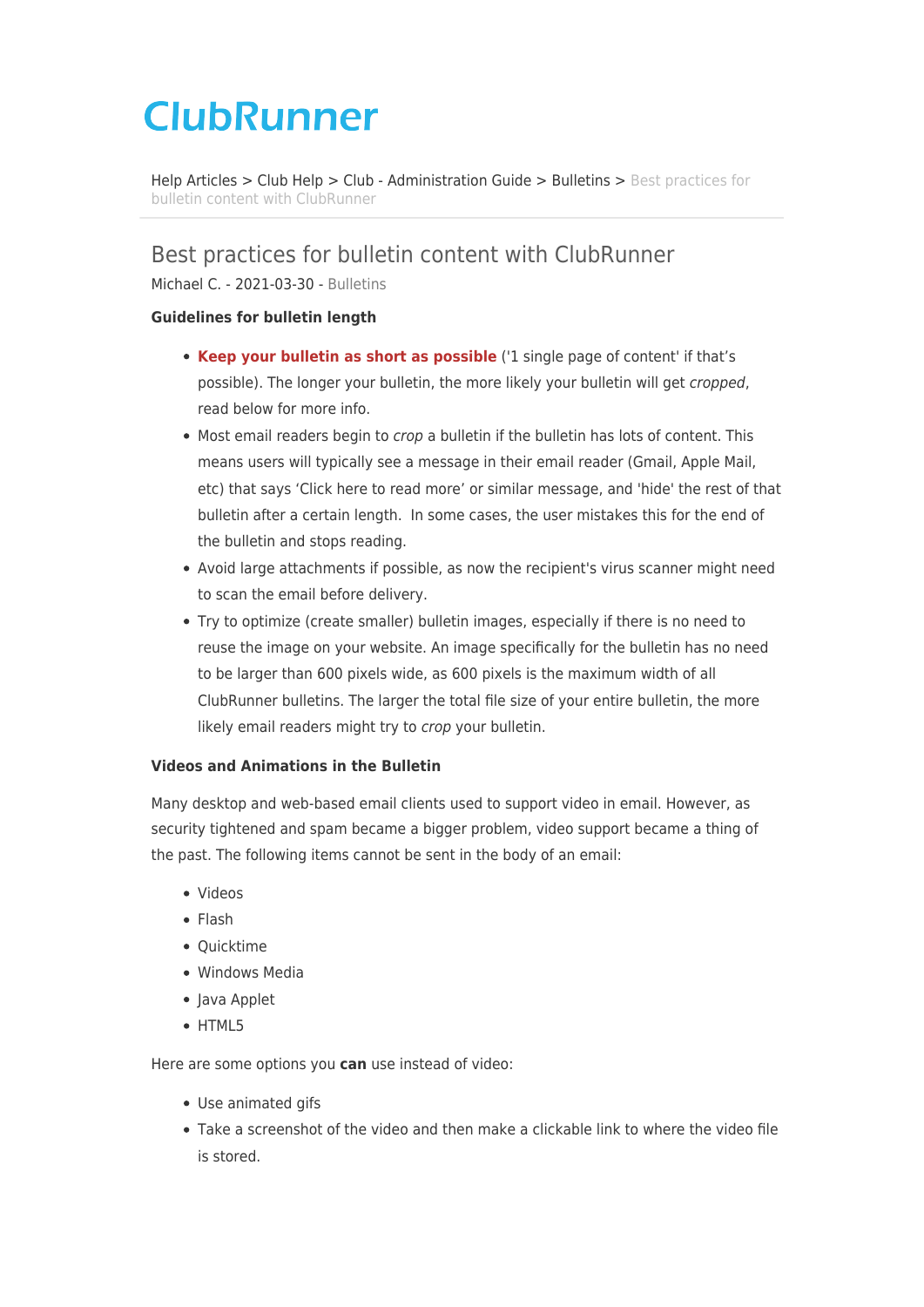# ClubRunner

Help Articles > Club Help > Club - Administration Guide > Bulletins > Best practices for bulletin content with ClubRunner

## Best practices for bulletin content with ClubRunner

Michael C. - 2021-03-30 - Bulletins

**Guidelines for bulletin length**

- **Keep your bulletin as short as possible** ('1 single page of content' if that's possible). The longer your bulletin, the more likely your bulletin will get *cropped*, read below for more info.
- Most email readers begin to *crop* a bulletin if the bulletin has lots of content. This means users will typically see a message in their email reader (Gmail, Apple Mail, etc) that says 'Click here to read more' or similar message, and 'hide' the rest of that bulletin after a certain length. In some cases, the user mistakes this for the end of the bulletin and stops reading.
- Avoid large attachments if possible, as now the recipient's virus scanner might need to scan the email before delivery.
- Try to optimize (create smaller) bulletin images, especially if there is no need to reuse the image on your website. An image specifically for the bulletin has no need to be larger than 600 pixels wide, as 600 pixels is the maximum width of all ClubRunner bulletins. The larger the total file size of your entire bulletin, the more likely email readers might try to *crop* your bulletin.

**Videos and Animations in the Bulletin**

Many desktop and web-based email clients used to support video in email. However, as security tightened and spam became a bigger problem, video support became a thing of the past. The following items cannot be sent in the body of an email:

- Videos
- Flash
- Quicktime
- Windows Media
- Java Applet
- HTML5

Here are some options you **can** use instead of video:

- Use animated gifs
- Take a screenshot of the video and then make a clickable link to where the video file is stored.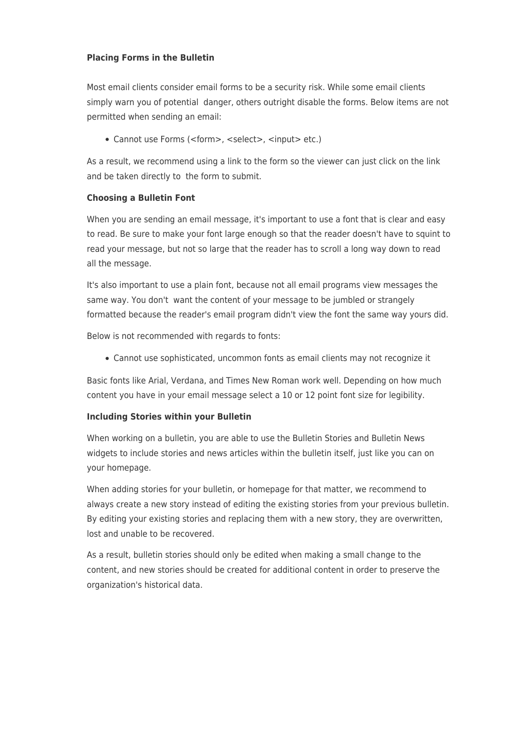**Placing Forms in the Bulletin**

Most email clients consider email forms to be a security risk. While some email clients simply warn you of potential danger, others outright disable the forms. Below items are not permitted when sending an email:

- Cannot use Forms (<form>, <select>, <input> etc.)

As a result, we recommend using a link to the form so the viewer can just click on the link and be taken directly to the form to submit.

**Choosing a Bulletin Font**

When you are sending an email message, it's important to use a font that is clear and easy to read. Be sure to make your font large enough so that the reader doesn't have to squint to read your message, but not so large that the reader has to scroll a long way down to read all the message.

It's also important to use a plain font, because not all email programs view messages the same way. You don't want the content of your message to be jumbled or strangely formatted because the reader's email program didn't view the font the same way yours did.

Below is not recommended with regards to fonts:

- Cannot use sophisticated, uncommon fonts as email clients may not recognize it

Basic fonts like Arial, Verdana, and Times New Roman work well. Depending on how much content you have in your email message select a 10 or 12 point font size for legibility.

**Including Stories within your Bulletin**

When working on a bulletin, you are able to use the Bulletin Stories and Bulletin News widgets to include stories and news articles within the bulletin itself, just like you can on your homepage.

When adding stories for your bulletin, or homepage for that matter, we recommend to always create a new story instead of editing the existing stories from your previous bulletin. By editing your existing stories and replacing them with a new story, they are overwritten, lost and unable to be recovered.

As a result, bulletin stories should only be edited when making a small change to the content, and new stories should be created for additional content in order to preserve the organization's historical data.